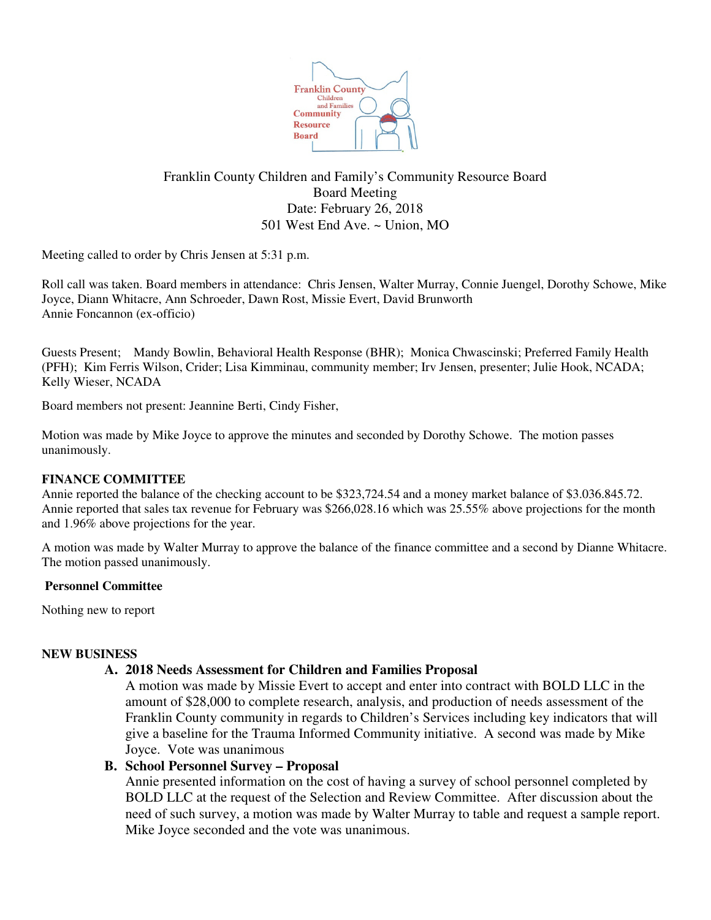Franklin County Children and Family's Community Resource Board
Board Meeting
Date: February 26, 2018
501 West End Ave. ~ Union, MO

Meeting called to order by Chris Jensen at 5:31 p.m.

Roll call was taken. Board members in attendance: Chris Jensen, Walter Murray, Connie Juengel, Dorothy Schowe, Mike Joyce, Diann Whitacre, Ann Schroeder, Dawn Rost, Missie Evert, David Brunworth
Annie Foncannon (ex-officio)

Guests Present; Mandy Bowlin, Behavioral Health Response (BHR); Monica Chwascinski; Preferred Family Health (PFH); Kim Ferris Wilson, Crider; Lisa Kimminau, community member; Irv Jensen, presenter; Julie Hook, NCADA; Kelly Wieser, NCADA

Board members not present: Jeannine Berti, Cindy Fisher,

Motion was made by Mike Joyce to approve the minutes and seconded by Dorothy Schowe. The motion passes unanimously.

**FINANCE COMMITTEE**

Annie reported the balance of the checking account to be $323,724.54 and a money market balance of $3.036.845.72. Annie reported that sales tax revenue for February was $266,028.16 which was 25.55% above projections for the month and 1.96% above projections for the year.

A motion was made by Walter Murray to approve the balance of the finance committee and a second by Dianne Whitacre. The motion passed unanimously.

**Personnel Committee**

Nothing new to report

**NEW BUSINESS**

**A. 2018 Needs Assessment for Children and Families Proposal**

A motion was made by Missie Evert to accept and enter into contract with BOLD LLC in the amount of $28,000 to complete research, analysis, and production of needs assessment of the Franklin County community in regards to Children's Services including key indicators that will give a baseline for the Trauma Informed Community initiative. A second was made by Mike Joyce. Vote was unanimous

**B. School Personnel Survey – Proposal**

Annie presented information on the cost of having a survey of school personnel completed by BOLD LLC at the request of the Selection and Review Committee. After discussion about the need of such survey, a motion was made by Walter Murray to table and request a sample report. Mike Joyce seconded and the vote was unanimous.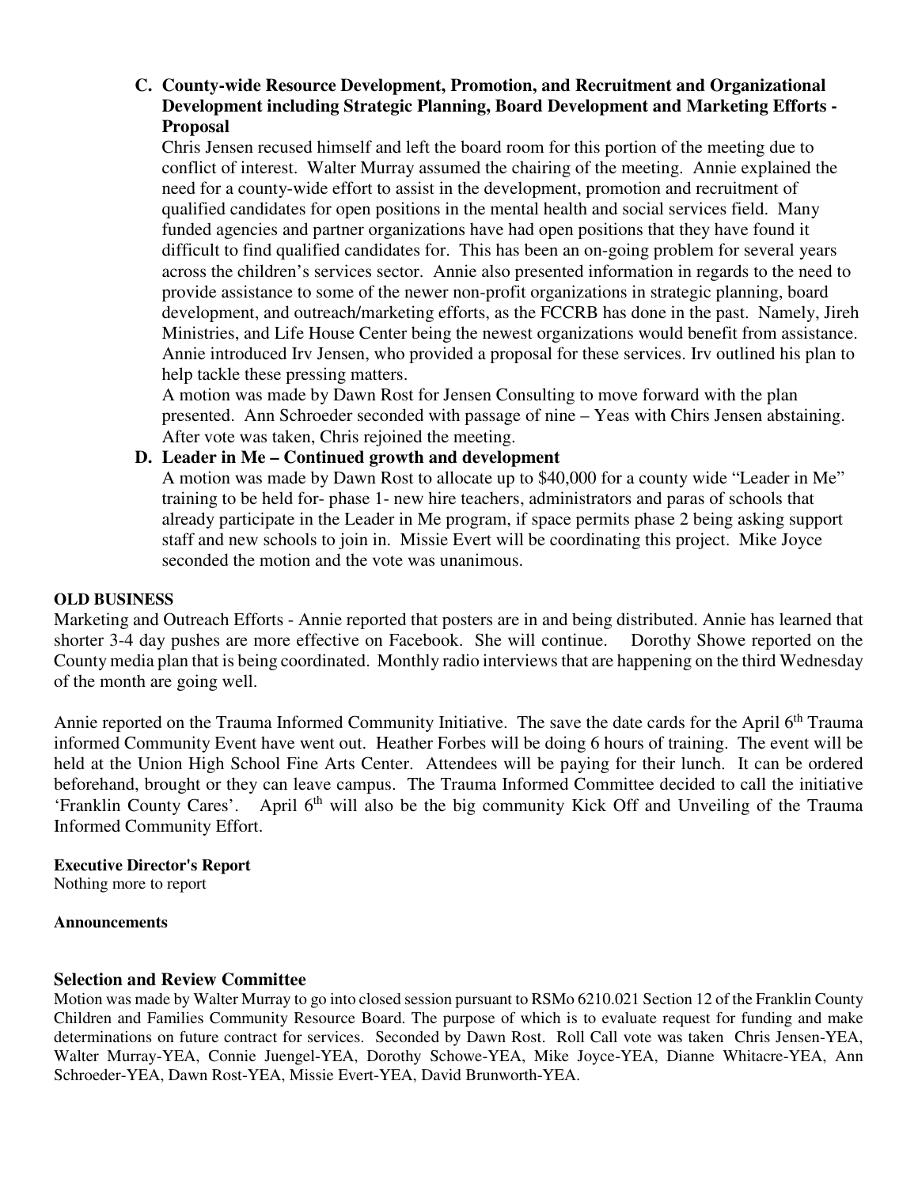**C. County-wide Resource Development, Promotion, and Recruitment and Organizational Development including Strategic Planning, Board Development and Marketing Efforts - Proposal**

Chris Jensen recused himself and left the board room for this portion of the meeting due to conflict of interest. Walter Murray assumed the chairing of the meeting. Annie explained the need for a county-wide effort to assist in the development, promotion and recruitment of qualified candidates for open positions in the mental health and social services field. Many funded agencies and partner organizations have had open positions that they have found it difficult to find qualified candidates for. This has been an on-going problem for several years across the children's services sector. Annie also presented information in regards to the need to provide assistance to some of the newer non-profit organizations in strategic planning, board development, and outreach/marketing efforts, as the FCCRB has done in the past. Namely, Jireh Ministries, and Life House Center being the newest organizations would benefit from assistance. Annie introduced Irv Jensen, who provided a proposal for these services. Irv outlined his plan to help tackle these pressing matters.

A motion was made by Dawn Rost for Jensen Consulting to move forward with the plan presented. Ann Schroeder seconded with passage of nine – Yeas with Chirs Jensen abstaining. After vote was taken, Chris rejoined the meeting.

**D. Leader in Me – Continued growth and development**

A motion was made by Dawn Rost to allocate up to $40,000 for a county wide "Leader in Me" training to be held for- phase 1- new hire teachers, administrators and paras of schools that already participate in the Leader in Me program, if space permits phase 2 being asking support staff and new schools to join in. Missie Evert will be coordinating this project. Mike Joyce seconded the motion and the vote was unanimous.

**OLD BUSINESS**

Marketing and Outreach Efforts - Annie reported that posters are in and being distributed. Annie has learned that shorter 3-4 day pushes are more effective on Facebook. She will continue. Dorothy Showe reported on the County media plan that is being coordinated. Monthly radio interviews that are happening on the third Wednesday of the month are going well.

Annie reported on the Trauma Informed Community Initiative. The save the date cards for the April 6th Trauma informed Community Event have went out. Heather Forbes will be doing 6 hours of training. The event will be held at the Union High School Fine Arts Center. Attendees will be paying for their lunch. It can be ordered beforehand, brought or they can leave campus. The Trauma Informed Committee decided to call the initiative 'Franklin County Cares'. April 6th will also be the big community Kick Off and Unveiling of the Trauma Informed Community Effort.

**Executive Director's Report**

Nothing more to report

**Announcements**

**Selection and Review Committee**

Motion was made by Walter Murray to go into closed session pursuant to RSMo 6210.021 Section 12 of the Franklin County Children and Families Community Resource Board. The purpose of which is to evaluate request for funding and make determinations on future contract for services. Seconded by Dawn Rost. Roll Call vote was taken Chris Jensen-YEA, Walter Murray-YEA, Connie Juengel-YEA, Dorothy Schowe-YEA, Mike Joyce-YEA, Dianne Whitacre-YEA, Ann Schroeder-YEA, Dawn Rost-YEA, Missie Evert-YEA, David Brunworth-YEA.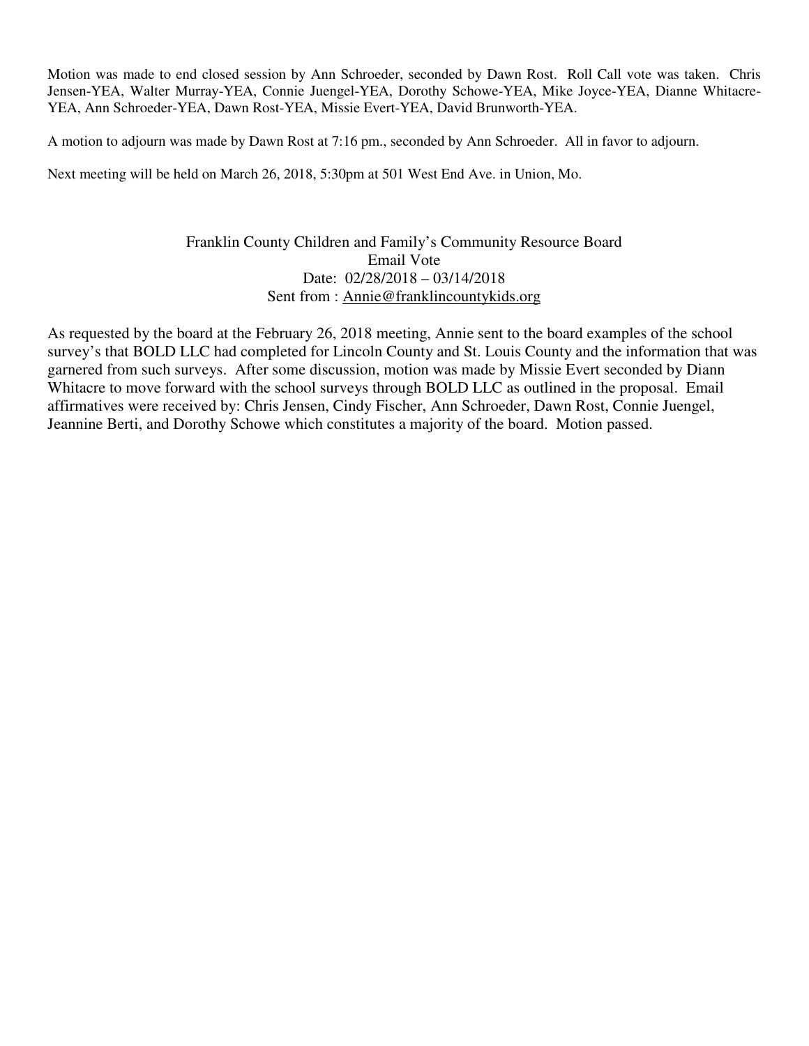Motion was made to end closed session by Ann Schroeder, seconded by Dawn Rost. Roll Call vote was taken. Chris Jensen-YEA, Walter Murray-YEA, Connie Juengel-YEA, Dorothy Schowe-YEA, Mike Joyce-YEA, Dianne Whitacre-YEA, Ann Schroeder-YEA, Dawn Rost-YEA, Missie Evert-YEA, David Brunworth-YEA.

A motion to adjourn was made by Dawn Rost at 7:16 pm., seconded by Ann Schroeder. All in favor to adjourn.

Next meeting will be held on March 26, 2018, 5:30pm at 501 West End Ave. in Union, Mo.

Franklin County Children and Family's Community Resource Board
Email Vote
Date: 02/28/2018 – 03/14/2018
Sent from : Annie@franklincountykids.org

As requested by the board at the February 26, 2018 meeting, Annie sent to the board examples of the school survey's that BOLD LLC had completed for Lincoln County and St. Louis County and the information that was garnered from such surveys. After some discussion, motion was made by Missie Evert seconded by Diann Whitacre to move forward with the school surveys through BOLD LLC as outlined in the proposal. Email affirmatives were received by: Chris Jensen, Cindy Fischer, Ann Schroeder, Dawn Rost, Connie Juengel, Jeannine Berti, and Dorothy Schowe which constitutes a majority of the board. Motion passed.